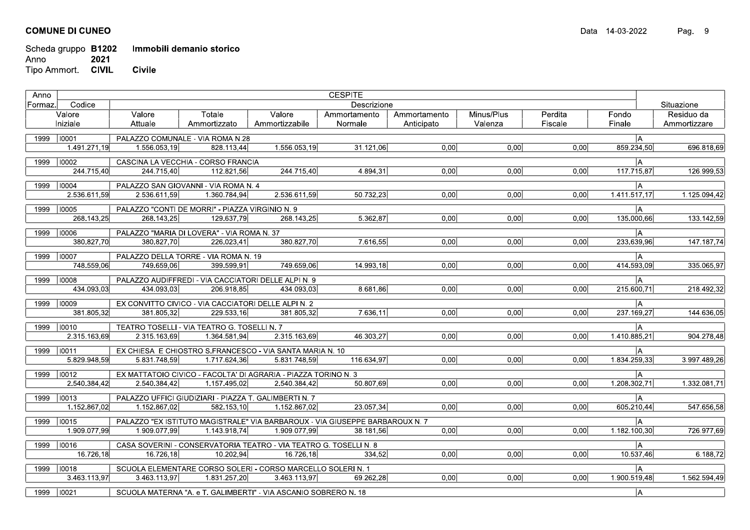**COMUNE DI CUNEO**

Data 14-03-2022

Scheda gruppo **B1202** Immobili demanio storico
Anno **2021**
Tipo Ammort. **CIVIL** Civile

| Anno Formaz. | Codice | CESPITE Descrizione | | | | | | | | Situazione |
|---|---|---|---|---|---|---|---|---|---|---|
| Valore Iniziale | | Valore Attuale | Totale Ammortizzato | Valore Ammortizzabile | Ammortamento Normale | Ammortamento Anticipato | Minus/Plus Valenza | Perdita Fiscale | Fondo Finale | Residuo da Ammortizzare |
| 1999 | I0001 | PALAZZO COMUNALE - VIA ROMA N.28 | | | | | | | | A |
| 1.491.271,19 | | 1.556.053,19 | 828.113,44 | 1.556.053,19 | 31.121,06 | 0,00 | 0,00 | 0,00 | 859.234,50 | 696.818,69 |
| 1999 | I0002 | CASCINA LA VECCHIA - CORSO FRANCIA | | | | | | | | A |
| 244.715,40 | | 244.715,40 | 112.821,56 | 244.715,40 | 4.894,31 | 0,00 | 0,00 | 0,00 | 117.715,87 | 126.999,53 |
| 1999 | I0004 | PALAZZO SAN GIOVANNI - VIA ROMA N. 4 | | | | | | | | A |
| 2.536.611,59 | | 2.536.611,59 | 1.360.784,94 | 2.536.611,59 | 50.732,23 | 0,00 | 0,00 | 0,00 | 1.411.517,17 | 1.125.094,42 |
| 1999 | I0005 | PALAZZO "CONTI DE MORRI" - PIAZZA VIRGINIO N. 9 | | | | | | | | A |
| 268.143,25 | | 268.143,25 | 129.637,79 | 268.143,25 | 5.362,87 | 0,00 | 0,00 | 0,00 | 135.000,66 | 133.142,59 |
| 1999 | I0006 | PALAZZO "MARIA DI LOVERA" - VIA ROMA N. 37 | | | | | | | | A |
| 380.827,70 | | 380.827,70 | 226.023,41 | 380.827,70 | 7.616,55 | 0,00 | 0,00 | 0,00 | 233.639,96 | 147.187,74 |
| 1999 | I0007 | PALAZZO DELLA TORRE - VIA ROMA N. 19 | | | | | | | | A |
| 748.559,06 | | 749.659,06 | 399.599,91 | 749.659,06 | 14.993,18 | 0,00 | 0,00 | 0,00 | 414.593,09 | 335.065,97 |
| 1999 | I0008 | PALAZZO AUDIFFREDI - VIA CACCIATORI DELLE ALPI N. 9 | | | | | | | | A |
| 434.093,03 | | 434.093,03 | 206.918,85 | 434.093,03 | 8.681,86 | 0,00 | 0,00 | 0,00 | 215.600,71 | 218.492,32 |
| 1999 | I0009 | EX CONVITTO CIVICO - VIA CACCIATORI DELLE ALPI N. 2 | | | | | | | | A |
| 381.805,32 | | 381.805,32 | 229.533,16 | 381.805,32 | 7.636,11 | 0,00 | 0,00 | 0,00 | 237.169,27 | 144.636,05 |
| 1999 | I0010 | TEATRO TOSELLI - VIA TEATRO G. TOSELLI N. 7 | | | | | | | | A |
| 2.315.163,69 | | 2.315.163,69 | 1.364.581,94 | 2.315.163,69 | 46.303,27 | 0,00 | 0,00 | 0,00 | 1.410.885,21 | 904.278,48 |
| 1999 | I0011 | EX CHIESA E CHIOSTRO S.FRANCESCO - VIA SANTA MARIA N. 10 | | | | | | | | A |
| 5.829.948,59 | | 5.831.748,59 | 1.717.624,36 | 5.831.748,59 | 116.634,97 | 0,00 | 0,00 | 0,00 | 1.834.259,33 | 3.997.489,26 |
| 1999 | I0012 | EX MATTATOIO CIVICO - FACOLTA' DI AGRARIA - PIAZZA TORINO N. 3 | | | | | | | | A |
| 2.540.384,42 | | 2.540.384,42 | 1.157.495,02 | 2.540.384,42 | 50.807,69 | 0,00 | 0,00 | 0,00 | 1.208.302,71 | 1.332.081,71 |
| 1999 | I0013 | PALAZZO UFFICI GIUDIZIARI - PIAZZA T. GALIMBERTI N. 7 | | | | | | | | A |
| 1.152.867,02 | | 1.152.867,02 | 582.153,10 | 1.152.867,02 | 23.057,34 | 0,00 | 0,00 | 0,00 | 605.210,44 | 547.656,58 |
| 1999 | I0015 | PALAZZO "EX ISTITUTO MAGISTRALE" VIA BARBAROUX - VIA GIUSEPPE BARBAROUX N. 7 | | | | | | | | A |
| 1.909.077,99 | | 1.909.077,99 | 1.143.918,74 | 1.909.077,99 | 38.181,56 | 0,00 | 0,00 | 0,00 | 1.182.100,30 | 726.977,69 |
| 1999 | I0016 | CASA SOVERINI - CONSERVATORIA TEATRO - VIA TEATRO G. TOSELLI N. 8 | | | | | | | | A |
| 16.726,18 | | 16.726,18 | 10.202,94 | 16.726,18 | 334,52 | 0,00 | 0,00 | 0,00 | 10.537,46 | 6.188,72 |
| 1999 | I0018 | SCUOLA ELEMENTARE CORSO SOLERI - CORSO MARCELLO SOLERI N. 1 | | | | | | | | A |
| 3.463.113,97 | | 3.463.113,97 | 1.831.257,20 | 3.463.113,97 | 69.262,28 | 0,00 | 0,00 | 0,00 | 1.900.519,48 | 1.562.594,49 |
| 1999 | I0021 | SCUOLA MATERNA "A. e T. GALIMBERTI" - VIA ASCANIO SOBRERO N. 18 | | | | | | | | A |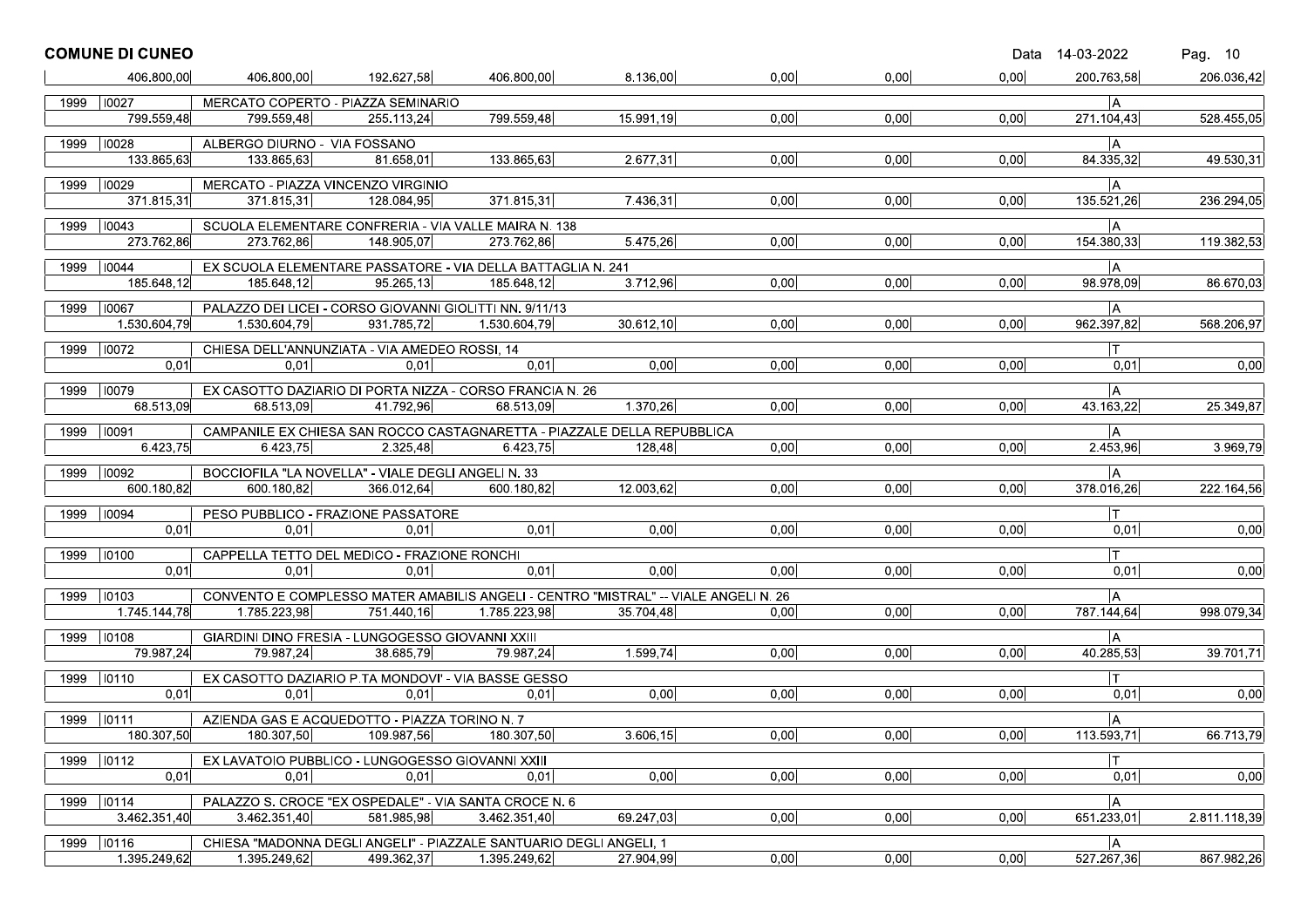**COMUNE DI CUNEO**

Data 14-03-2022

| | | | | | | | | | |
|---|---|---|---|---|---|---|---|---|---|
| 406.800,00 | 406.800,00 | 192.627,58 | 406.800,00 | 8.136,00 | 0,00 | 0,00 | 0,00 | 200.763,58 | 206.036,42 |
| 1999 I0027 | MERCATO COPERTO - PIAZZA SEMINARIO | | | | | | | A | |
| 799.559,48 | 799.559,48 | 255.113,24 | 799.559,48 | 15.991,19 | 0,00 | 0,00 | 0,00 | 271.104,43 | 528.455,05 |
| 1999 I0028 | ALBERGO DIURNO - VIA FOSSANO | | | | | | | A | |
| 133.865,63 | 133.865,63 | 81.658,01 | 133.865,63 | 2.677,31 | 0,00 | 0,00 | 0,00 | 84.335,32 | 49.530,31 |
| 1999 I0029 | MERCATO - PIAZZA VINCENZO VIRGINIO | | | | | | | A | |
| 371.815,31 | 371.815,31 | 128.084,95 | 371.815,31 | 7.436,31 | 0,00 | 0,00 | 0,00 | 135.521,26 | 236.294,05 |
| 1999 I0043 | SCUOLA ELEMENTARE CONFRERIA - VIA VALLE MAIRA N. 138 | | | | | | | A | |
| 273.762,86 | 273.762,86 | 148.905,07 | 273.762,86 | 5.475,26 | 0,00 | 0,00 | 0,00 | 154.380,33 | 119.382,53 |
| 1999 I0044 | EX SCUOLA ELEMENTARE PASSATORE - VIA DELLA BATTAGLIA N. 241 | | | | | | | A | |
| 185.648,12 | 185.648,12 | 95.265,13 | 185.648,12 | 3.712,96 | 0,00 | 0,00 | 0,00 | 98.978,09 | 86.670,03 |
| 1999 I0067 | PALAZZO DEI LICEI - CORSO GIOVANNI GIOLITTI NN. 9/11/13 | | | | | | | A | |
| 1.530.604,79 | 1.530.604,79 | 931.785,72 | 1.530.604,79 | 30.612,10 | 0,00 | 0,00 | 0,00 | 962.397,82 | 568.206,97 |
| 1999 I0072 | CHIESA DELL'ANNUNZIATA - VIA AMEDEO ROSSI, 14 | | | | | | | T | |
| 0,01 | 0,01 | 0,01 | 0,01 | 0,00 | 0,00 | 0,00 | 0,00 | 0,01 | 0,00 |
| 1999 I0079 | EX CASOTTO DAZIARIO DI PORTA NIZZA - CORSO FRANCIA N. 26 | | | | | | | A | |
| 68.513,09 | 68.513,09 | 41.792,96 | 68.513,09 | 1.370,26 | 0,00 | 0,00 | 0,00 | 43.163,22 | 25.349,87 |
| 1999 I0091 | CAMPANILE EX CHIESA SAN ROCCO CASTAGNARETTA - PIAZZALE DELLA REPUBBLICA | | | | | | | A | |
| 6.423,75 | 6.423,75 | 2.325,48 | 6.423,75 | 128,48 | 0,00 | 0,00 | 0,00 | 2.453,96 | 3.969,79 |
| 1999 I0092 | BOCCIOFILA "LA NOVELLA" - VIALE DEGLI ANGELI N. 33 | | | | | | | A | |
| 600.180,82 | 600.180,82 | 366.012,64 | 600.180,82 | 12.003,62 | 0,00 | 0,00 | 0,00 | 378.016,26 | 222.164,56 |
| 1999 I0094 | PESO PUBBLICO - FRAZIONE PASSATORE | | | | | | | T | |
| 0,01 | 0,01 | 0,01 | 0,01 | 0,00 | 0,00 | 0,00 | 0,00 | 0,01 | 0,00 |
| 1999 I0100 | CAPPELLA TETTO DEL MEDICO - FRAZIONE RONCHI | | | | | | | T | |
| 0,01 | 0,01 | 0,01 | 0,01 | 0,00 | 0,00 | 0,00 | 0,00 | 0,01 | 0,00 |
| 1999 I0103 | CONVENTO E COMPLESSO MATER AMABILIS ANGELI - CENTRO "MISTRAL" -- VIALE ANGELI N. 26 | | | | | | | A | |
| 1.745.144,78 | 1.785.223,98 | 751.440,16 | 1.785.223,98 | 35.704,48 | 0,00 | 0,00 | 0,00 | 787.144,64 | 998.079,34 |
| 1999 I0108 | GIARDINI DINO FRESIA - LUNGOGESSO GIOVANNI XXIII | | | | | | | A | |
| 79.987,24 | 79.987,24 | 38.685,79 | 79.987,24 | 1.599,74 | 0,00 | 0,00 | 0,00 | 40.285,53 | 39.701,71 |
| 1999 I0110 | EX CASOTTO DAZIARIO P.TA MONDOVI' - VIA BASSE GESSO | | | | | | | T | |
| 0,01 | 0,01 | 0,01 | 0,01 | 0,00 | 0,00 | 0,00 | 0,00 | 0,01 | 0,00 |
| 1999 I0111 | AZIENDA GAS E ACQUEDOTTO - PIAZZA TORINO N. 7 | | | | | | | A | |
| 180.307,50 | 180.307,50 | 109.987,56 | 180.307,50 | 3.606,15 | 0,00 | 0,00 | 0,00 | 113.593,71 | 66.713,79 |
| 1999 I0112 | EX LAVATOIO PUBBLICO - LUNGOGESSO GIOVANNI XXIII | | | | | | | T | |
| 0,01 | 0,01 | 0,01 | 0,01 | 0,00 | 0,00 | 0,00 | 0,00 | 0,01 | 0,00 |
| 1999 I0114 | PALAZZO S. CROCE "EX OSPEDALE" - VIA SANTA CROCE N. 6 | | | | | | | A | |
| 3.462.351,40 | 3.462.351,40 | 581.985,98 | 3.462.351,40 | 69.247,03 | 0,00 | 0,00 | 0,00 | 651.233,01 | 2.811.118,39 |
| 1999 I0116 | CHIESA "MADONNA DEGLI ANGELI" - PIAZZALE SANTUARIO DEGLI ANGELI, 1 | | | | | | | A | |
| 1.395.249,62 | 1.395.249,62 | 499.362,37 | 1.395.249,62 | 27.904,99 | 0,00 | 0,00 | 0,00 | 527.267,36 | 867.982,26 |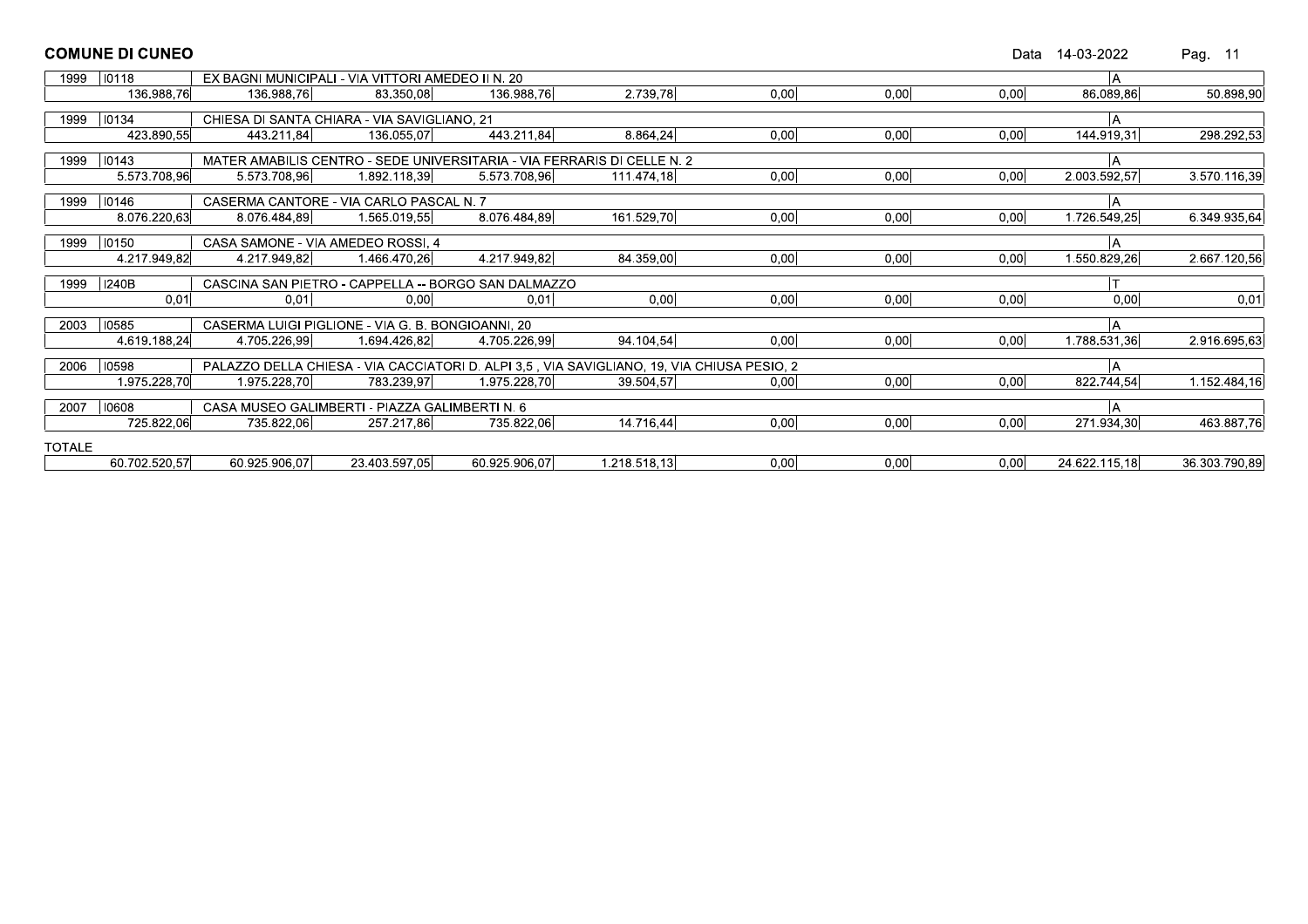## COMUNE DI CUNEO

Data 14-03-2022

| | | | | | | | | | |
|---|---|---|---|---|---|---|---|---|---|
| 1999 I0118 | EX BAGNI MUNICIPALI - VIA VITTORI AMEDEO II N. 20 | | | | | | | A | |
| 136.988,76 | 136.988,76 | 83.350,08 | 136.988,76 | 2.739,78 | 0,00 | 0,00 | 0,00 | 86.089,86 | 50.898,90 |
| 1999 I0134 | CHIESA DI SANTA CHIARA - VIA SAVIGLIANO, 21 | | | | | | | A | |
| 423.890,55 | 443.211,84 | 136.055,07 | 443.211,84 | 8.864,24 | 0,00 | 0,00 | 0,00 | 144.919,31 | 298.292,53 |
| 1999 I0143 | MATER AMABILIS CENTRO - SEDE UNIVERSITARIA - VIA FERRARIS DI CELLE N. 2 | | | | | | | A | |
| 5.573.708,96 | 5.573.708,96 | 1.892.118,39 | 5.573.708,96 | 111.474,18 | 0,00 | 0,00 | 0,00 | 2.003.592,57 | 3.570.116,39 |
| 1999 I0146 | CASERMA CANTORE - VIA CARLO PASCAL N. 7 | | | | | | | A | |
| 8.076.220,63 | 8.076.484,89 | 1.565.019,55 | 8.076.484,89 | 161.529,70 | 0,00 | 0,00 | 0,00 | 1.726.549,25 | 6.349.935,64 |
| 1999 I0150 | CASA SAMONE - VIA AMEDEO ROSSI, 4 | | | | | | | A | |
| 4.217.949,82 | 4.217.949,82 | 1.466.470,26 | 4.217.949,82 | 84.359,00 | 0,00 | 0,00 | 0,00 | 1.550.829,26 | 2.667.120,56 |
| 1999 I240B | CASCINA SAN PIETRO - CAPPELLA -- BORGO SAN DALMAZZO | | | | | | | T | |
| 0,01 | 0,01 | 0,00 | 0,01 | 0,00 | 0,00 | 0,00 | 0,00 | 0,00 | 0,01 |
| 2003 I0585 | CASERMA LUIGI PIGLIONE - VIA G. B. BONGIOANNI, 20 | | | | | | | A | |
| 4.619.188,24 | 4.705.226,99 | 1.694.426,82 | 4.705.226,99 | 94.104,54 | 0,00 | 0,00 | 0,00 | 1.788.531,36 | 2.916.695,63 |
| 2006 I0598 | PALAZZO DELLA CHIESA - VIA CACCIATORI D. ALPI 3,5 , VIA SAVIGLIANO, 19, VIA CHIUSA PESIO, 2 | | | | | | | A | |
| 1.975.228,70 | 1.975.228,70 | 783.239,97 | 1.975.228,70 | 39.504,57 | 0,00 | 0,00 | 0,00 | 822.744,54 | 1.152.484,16 |
| 2007 I0608 | CASA MUSEO GALIMBERTI - PIAZZA GALIMBERTI N. 6 | | | | | | | A | |
| 725.822,06 | 735.822,06 | 257.217,86 | 735.822,06 | 14.716,44 | 0,00 | 0,00 | 0,00 | 271.934,30 | 463.887,76 |
| TOTALE | | | | | | | | | |
| 60.702.520,57 | 60.925.906,07 | 23.403.597,05 | 60.925.906,07 | 1.218.518,13 | 0,00 | 0,00 | 0,00 | 24.622.115,18 | 36.303.790,89 |